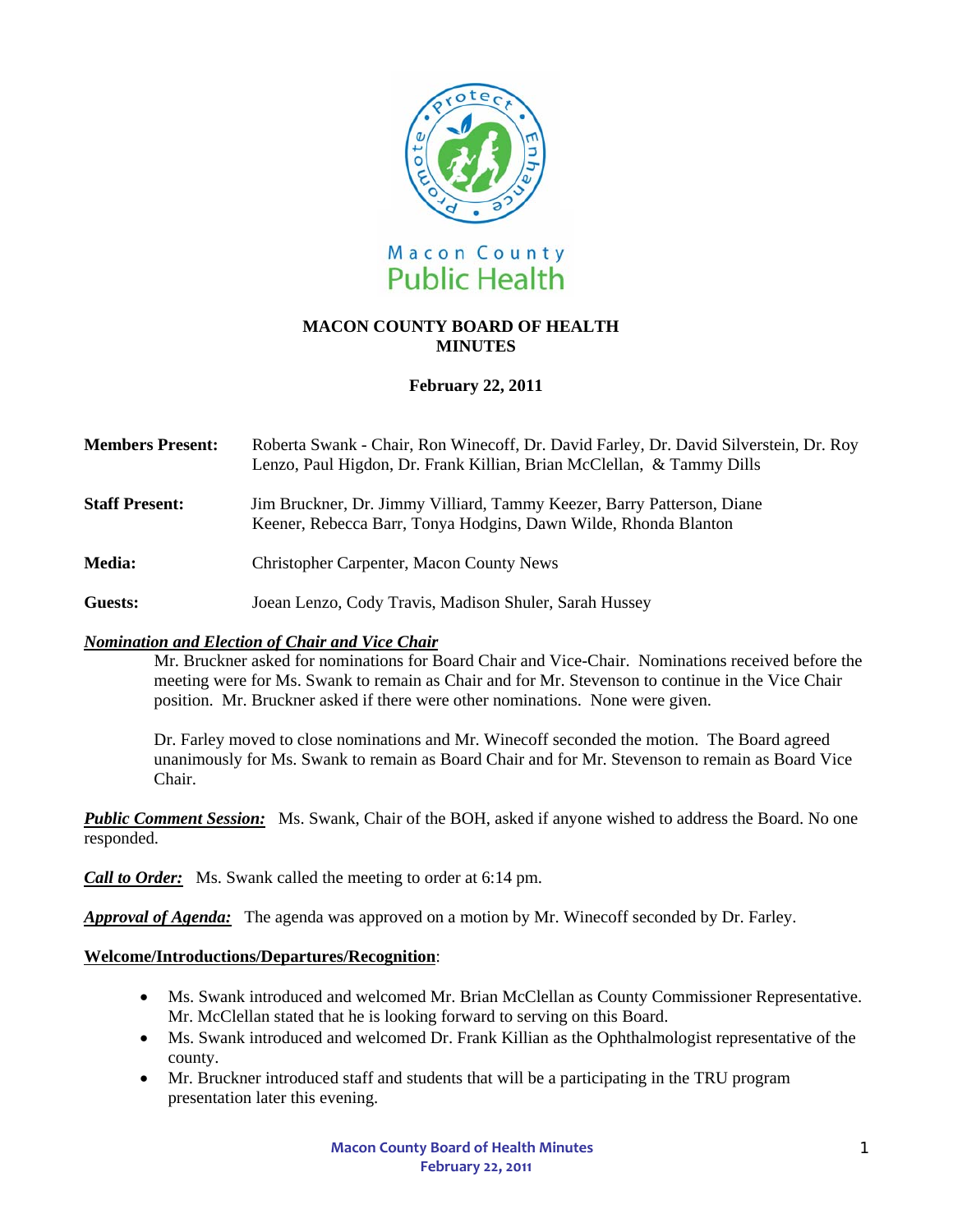Macon County Public Health

**MACON COUNTY BOARD OF HEALTH MINUTES**

**February 22, 2011**

**Members Present:** Roberta Swank - Chair, Ron Winecoff, Dr. David Farley, Dr. David Silverstein, Dr. Roy Lenzo, Paul Higdon, Dr. Frank Killian, Brian McClellan, & Tammy Dills

**Staff Present:** Jim Bruckner, Dr. Jimmy Villiard, Tammy Keezer, Barry Patterson, Diane Keener, Rebecca Barr, Tonya Hodgins, Dawn Wilde, Rhonda Blanton

**Media:** Christopher Carpenter, Macon County News

**Guests:** Joean Lenzo, Cody Travis, Madison Shuler, Sarah Hussey

***Nomination and Election of Chair and Vice Chair***

Mr. Bruckner asked for nominations for Board Chair and Vice-Chair. Nominations received before the meeting were for Ms. Swank to remain as Chair and for Mr. Stevenson to continue in the Vice Chair position. Mr. Bruckner asked if there were other nominations. None were given.

Dr. Farley moved to close nominations and Mr. Winecoff seconded the motion. The Board agreed unanimously for Ms. Swank to remain as Board Chair and for Mr. Stevenson to remain as Board Vice Chair.

***Public Comment Session:*** Ms. Swank, Chair of the BOH, asked if anyone wished to address the Board. No one responded.

***Call to Order:*** Ms. Swank called the meeting to order at 6:14 pm.

***Approval of Agenda:*** The agenda was approved on a motion by Mr. Winecoff seconded by Dr. Farley.

**Welcome/Introductions/Departures/Recognition**:

- Ms. Swank introduced and welcomed Mr. Brian McClellan as County Commissioner Representative. Mr. McClellan stated that he is looking forward to serving on this Board.
- Ms. Swank introduced and welcomed Dr. Frank Killian as the Ophthalmologist representative of the county.
- Mr. Bruckner introduced staff and students that will be a participating in the TRU program presentation later this evening.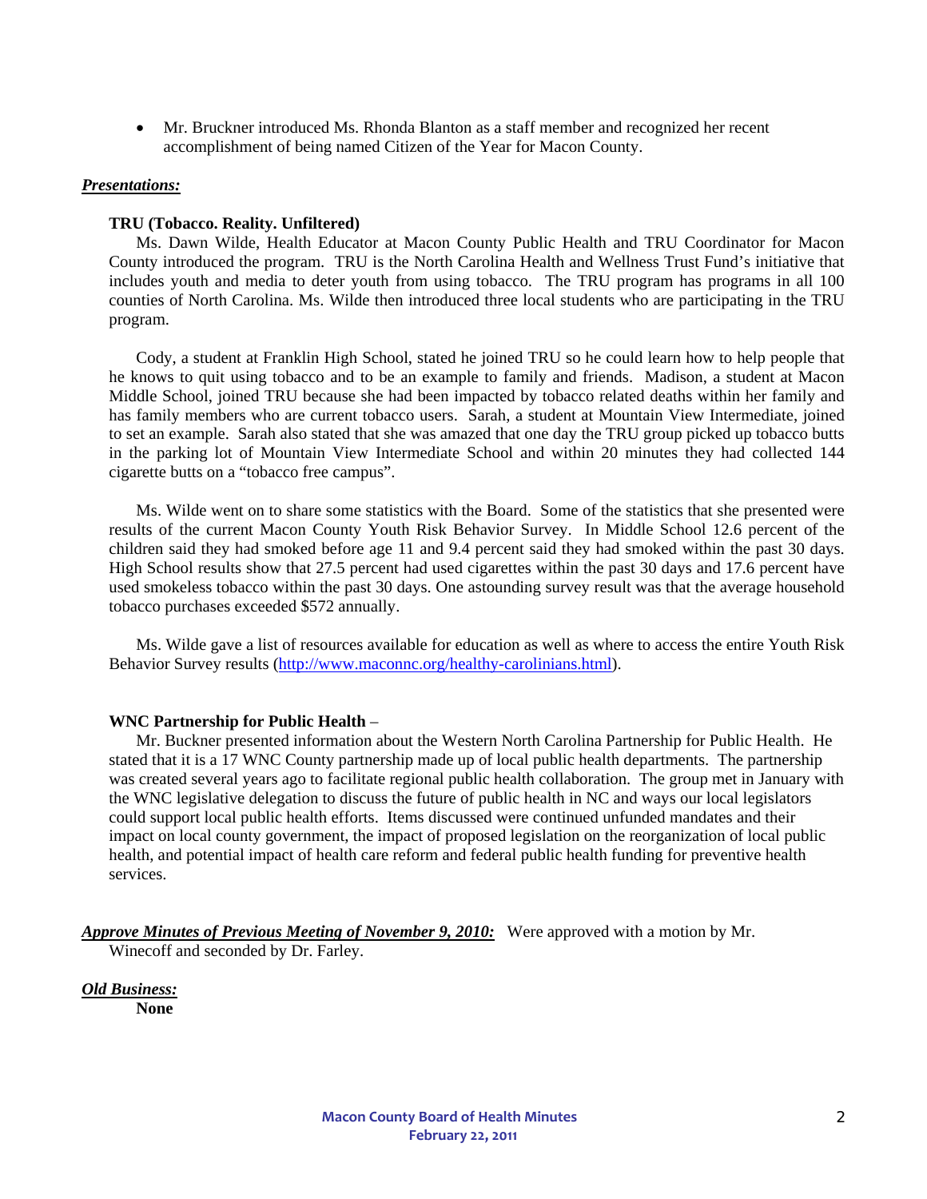- Mr. Bruckner introduced Ms. Rhonda Blanton as a staff member and recognized her recent accomplishment of being named Citizen of the Year for Macon County.

***Presentations:***

**TRU (Tobacco. Reality. Unfiltered)**

Ms. Dawn Wilde, Health Educator at Macon County Public Health and TRU Coordinator for Macon County introduced the program. TRU is the North Carolina Health and Wellness Trust Fund's initiative that includes youth and media to deter youth from using tobacco. The TRU program has programs in all 100 counties of North Carolina. Ms. Wilde then introduced three local students who are participating in the TRU program.

Cody, a student at Franklin High School, stated he joined TRU so he could learn how to help people that he knows to quit using tobacco and to be an example to family and friends. Madison, a student at Macon Middle School, joined TRU because she had been impacted by tobacco related deaths within her family and has family members who are current tobacco users. Sarah, a student at Mountain View Intermediate, joined to set an example. Sarah also stated that she was amazed that one day the TRU group picked up tobacco butts in the parking lot of Mountain View Intermediate School and within 20 minutes they had collected 144 cigarette butts on a "tobacco free campus".

Ms. Wilde went on to share some statistics with the Board. Some of the statistics that she presented were results of the current Macon County Youth Risk Behavior Survey. In Middle School 12.6 percent of the children said they had smoked before age 11 and 9.4 percent said they had smoked within the past 30 days. High School results show that 27.5 percent had used cigarettes within the past 30 days and 17.6 percent have used smokeless tobacco within the past 30 days. One astounding survey result was that the average household tobacco purchases exceeded $572 annually.

Ms. Wilde gave a list of resources available for education as well as where to access the entire Youth Risk Behavior Survey results (http://www.maconnc.org/healthy-carolinians.html).

**WNC Partnership for Public Health** –

Mr. Buckner presented information about the Western North Carolina Partnership for Public Health. He stated that it is a 17 WNC County partnership made up of local public health departments. The partnership was created several years ago to facilitate regional public health collaboration. The group met in January with the WNC legislative delegation to discuss the future of public health in NC and ways our local legislators could support local public health efforts. Items discussed were continued unfunded mandates and their impact on local county government, the impact of proposed legislation on the reorganization of local public health, and potential impact of health care reform and federal public health funding for preventive health services.

***Approve Minutes of Previous Meeting of November 9, 2010:*** Were approved with a motion by Mr. Winecoff and seconded by Dr. Farley.

***Old Business:***

**None**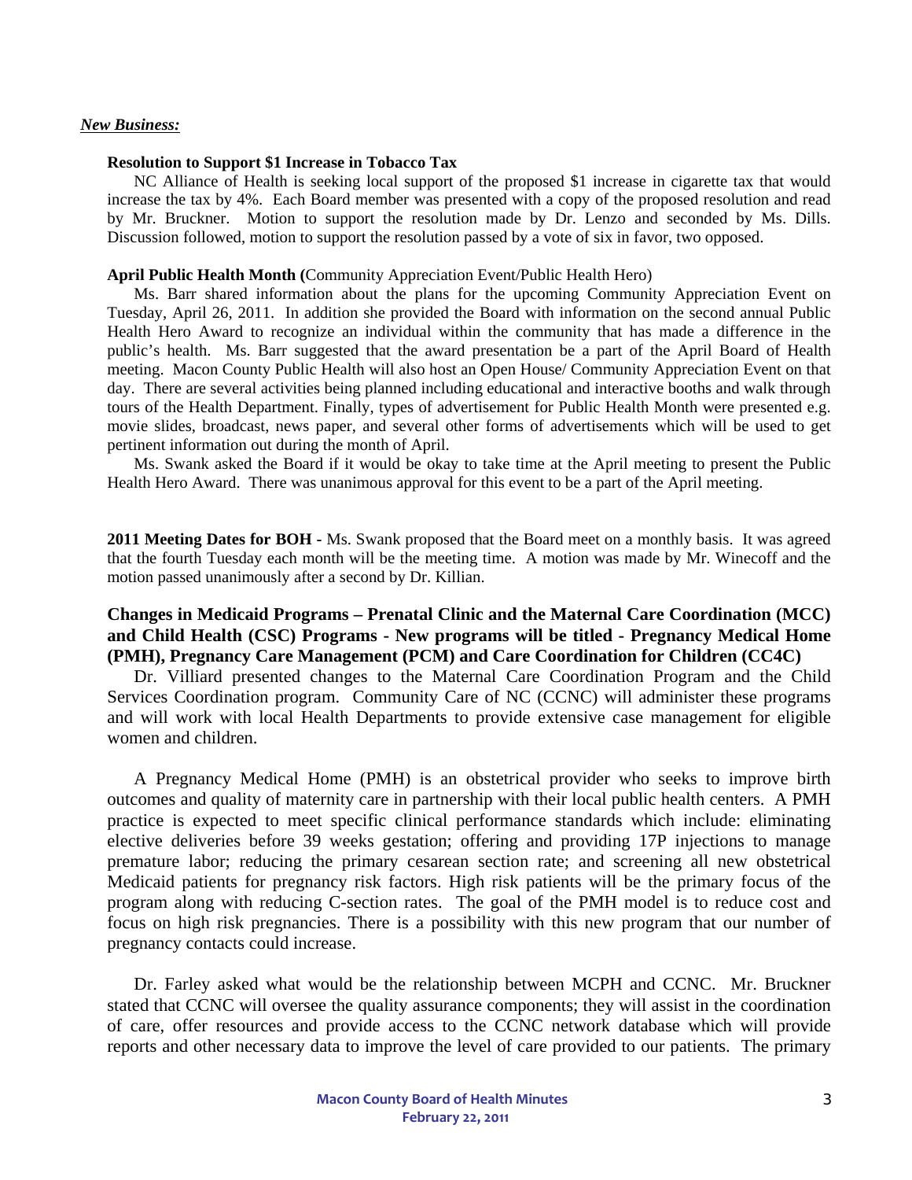***New Business:***

**Resolution to Support $1 Increase in Tobacco Tax**

NC Alliance of Health is seeking local support of the proposed $1 increase in cigarette tax that would increase the tax by 4%. Each Board member was presented with a copy of the proposed resolution and read by Mr. Bruckner. Motion to support the resolution made by Dr. Lenzo and seconded by Ms. Dills. Discussion followed, motion to support the resolution passed by a vote of six in favor, two opposed.

**April Public Health Month (**Community Appreciation Event/Public Health Hero)

Ms. Barr shared information about the plans for the upcoming Community Appreciation Event on Tuesday, April 26, 2011. In addition she provided the Board with information on the second annual Public Health Hero Award to recognize an individual within the community that has made a difference in the public's health. Ms. Barr suggested that the award presentation be a part of the April Board of Health meeting. Macon County Public Health will also host an Open House/ Community Appreciation Event on that day. There are several activities being planned including educational and interactive booths and walk through tours of the Health Department. Finally, types of advertisement for Public Health Month were presented e.g. movie slides, broadcast, news paper, and several other forms of advertisements which will be used to get pertinent information out during the month of April.

Ms. Swank asked the Board if it would be okay to take time at the April meeting to present the Public Health Hero Award. There was unanimous approval for this event to be a part of the April meeting.

**2011 Meeting Dates for BOH -** Ms. Swank proposed that the Board meet on a monthly basis. It was agreed that the fourth Tuesday each month will be the meeting time. A motion was made by Mr. Winecoff and the motion passed unanimously after a second by Dr. Killian.

**Changes in Medicaid Programs – Prenatal Clinic and the Maternal Care Coordination (MCC) and Child Health (CSC) Programs - New programs will be titled - Pregnancy Medical Home (PMH), Pregnancy Care Management (PCM) and Care Coordination for Children (CC4C)**

Dr. Villiard presented changes to the Maternal Care Coordination Program and the Child Services Coordination program. Community Care of NC (CCNC) will administer these programs and will work with local Health Departments to provide extensive case management for eligible women and children.

A Pregnancy Medical Home (PMH) is an obstetrical provider who seeks to improve birth outcomes and quality of maternity care in partnership with their local public health centers. A PMH practice is expected to meet specific clinical performance standards which include: eliminating elective deliveries before 39 weeks gestation; offering and providing 17P injections to manage premature labor; reducing the primary cesarean section rate; and screening all new obstetrical Medicaid patients for pregnancy risk factors. High risk patients will be the primary focus of the program along with reducing C-section rates. The goal of the PMH model is to reduce cost and focus on high risk pregnancies. There is a possibility with this new program that our number of pregnancy contacts could increase.

Dr. Farley asked what would be the relationship between MCPH and CCNC. Mr. Bruckner stated that CCNC will oversee the quality assurance components; they will assist in the coordination of care, offer resources and provide access to the CCNC network database which will provide reports and other necessary data to improve the level of care provided to our patients. The primary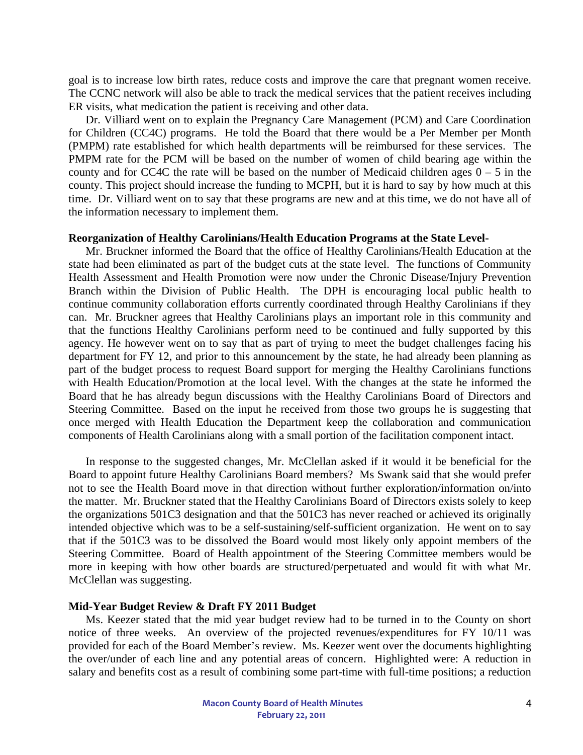goal is to increase low birth rates, reduce costs and improve the care that pregnant women receive. The CCNC network will also be able to track the medical services that the patient receives including ER visits, what medication the patient is receiving and other data.

Dr. Villiard went on to explain the Pregnancy Care Management (PCM) and Care Coordination for Children (CC4C) programs. He told the Board that there would be a Per Member per Month (PMPM) rate established for which health departments will be reimbursed for these services. The PMPM rate for the PCM will be based on the number of women of child bearing age within the county and for CC4C the rate will be based on the number of Medicaid children ages 0 – 5 in the county. This project should increase the funding to MCPH, but it is hard to say by how much at this time. Dr. Villiard went on to say that these programs are new and at this time, we do not have all of the information necessary to implement them.

**Reorganization of Healthy Carolinians/Health Education Programs at the State Level-**

Mr. Bruckner informed the Board that the office of Healthy Carolinians/Health Education at the state had been eliminated as part of the budget cuts at the state level. The functions of Community Health Assessment and Health Promotion were now under the Chronic Disease/Injury Prevention Branch within the Division of Public Health. The DPH is encouraging local public health to continue community collaboration efforts currently coordinated through Healthy Carolinians if they can. Mr. Bruckner agrees that Healthy Carolinians plays an important role in this community and that the functions Healthy Carolinians perform need to be continued and fully supported by this agency. He however went on to say that as part of trying to meet the budget challenges facing his department for FY 12, and prior to this announcement by the state, he had already been planning as part of the budget process to request Board support for merging the Healthy Carolinians functions with Health Education/Promotion at the local level. With the changes at the state he informed the Board that he has already begun discussions with the Healthy Carolinians Board of Directors and Steering Committee. Based on the input he received from those two groups he is suggesting that once merged with Health Education the Department keep the collaboration and communication components of Health Carolinians along with a small portion of the facilitation component intact.

In response to the suggested changes, Mr. McClellan asked if it would it be beneficial for the Board to appoint future Healthy Carolinians Board members? Ms Swank said that she would prefer not to see the Health Board move in that direction without further exploration/information on/into the matter. Mr. Bruckner stated that the Healthy Carolinians Board of Directors exists solely to keep the organizations 501C3 designation and that the 501C3 has never reached or achieved its originally intended objective which was to be a self-sustaining/self-sufficient organization. He went on to say that if the 501C3 was to be dissolved the Board would most likely only appoint members of the Steering Committee. Board of Health appointment of the Steering Committee members would be more in keeping with how other boards are structured/perpetuated and would fit with what Mr. McClellan was suggesting.

**Mid-Year Budget Review & Draft FY 2011 Budget**

Ms. Keezer stated that the mid year budget review had to be turned in to the County on short notice of three weeks. An overview of the projected revenues/expenditures for FY 10/11 was provided for each of the Board Member's review. Ms. Keezer went over the documents highlighting the over/under of each line and any potential areas of concern. Highlighted were: A reduction in salary and benefits cost as a result of combining some part-time with full-time positions; a reduction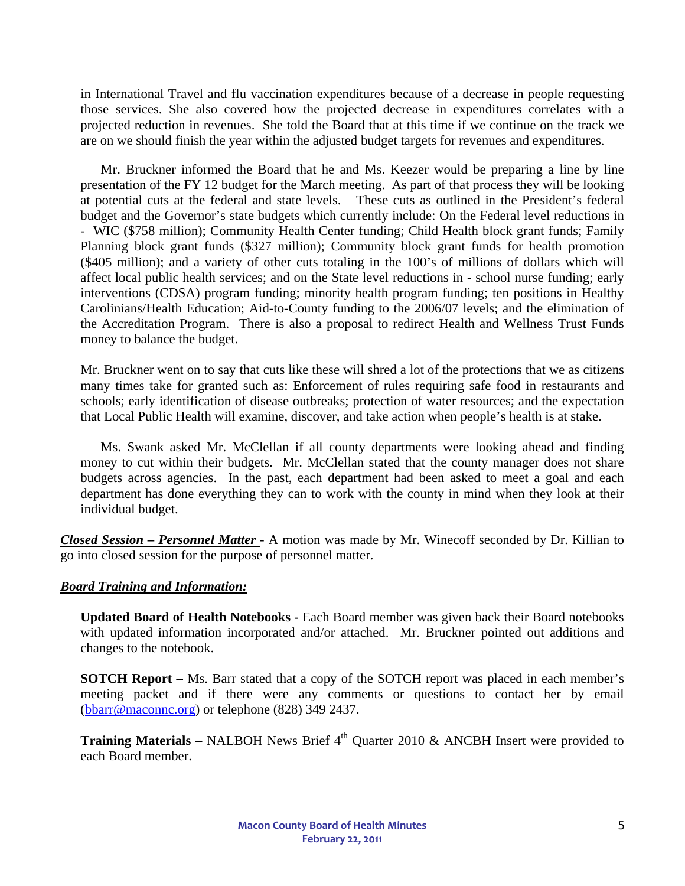in International Travel and flu vaccination expenditures because of a decrease in people requesting those services. She also covered how the projected decrease in expenditures correlates with a projected reduction in revenues. She told the Board that at this time if we continue on the track we are on we should finish the year within the adjusted budget targets for revenues and expenditures.

Mr. Bruckner informed the Board that he and Ms. Keezer would be preparing a line by line presentation of the FY 12 budget for the March meeting. As part of that process they will be looking at potential cuts at the federal and state levels. These cuts as outlined in the President's federal budget and the Governor's state budgets which currently include: On the Federal level reductions in - WIC ($758 million); Community Health Center funding; Child Health block grant funds; Family Planning block grant funds ($327 million); Community block grant funds for health promotion ($405 million); and a variety of other cuts totaling in the 100's of millions of dollars which will affect local public health services; and on the State level reductions in - school nurse funding; early interventions (CDSA) program funding; minority health program funding; ten positions in Healthy Carolinians/Health Education; Aid-to-County funding to the 2006/07 levels; and the elimination of the Accreditation Program. There is also a proposal to redirect Health and Wellness Trust Funds money to balance the budget.

Mr. Bruckner went on to say that cuts like these will shred a lot of the protections that we as citizens many times take for granted such as: Enforcement of rules requiring safe food in restaurants and schools; early identification of disease outbreaks; protection of water resources; and the expectation that Local Public Health will examine, discover, and take action when people's health is at stake.

Ms. Swank asked Mr. McClellan if all county departments were looking ahead and finding money to cut within their budgets. Mr. McClellan stated that the county manager does not share budgets across agencies. In the past, each department had been asked to meet a goal and each department has done everything they can to work with the county in mind when they look at their individual budget.

***Closed Session – Personnel Matter*** - A motion was made by Mr. Winecoff seconded by Dr. Killian to go into closed session for the purpose of personnel matter.

***Board Training and Information:***

**Updated Board of Health Notebooks -** Each Board member was given back their Board notebooks with updated information incorporated and/or attached. Mr. Bruckner pointed out additions and changes to the notebook.

**SOTCH Report –** Ms. Barr stated that a copy of the SOTCH report was placed in each member's meeting packet and if there were any comments or questions to contact her by email (bbarr@maconnc.org) or telephone (828) 349 2437.

**Training Materials –** NALBOH News Brief 4th Quarter 2010 & ANCBH Insert were provided to each Board member.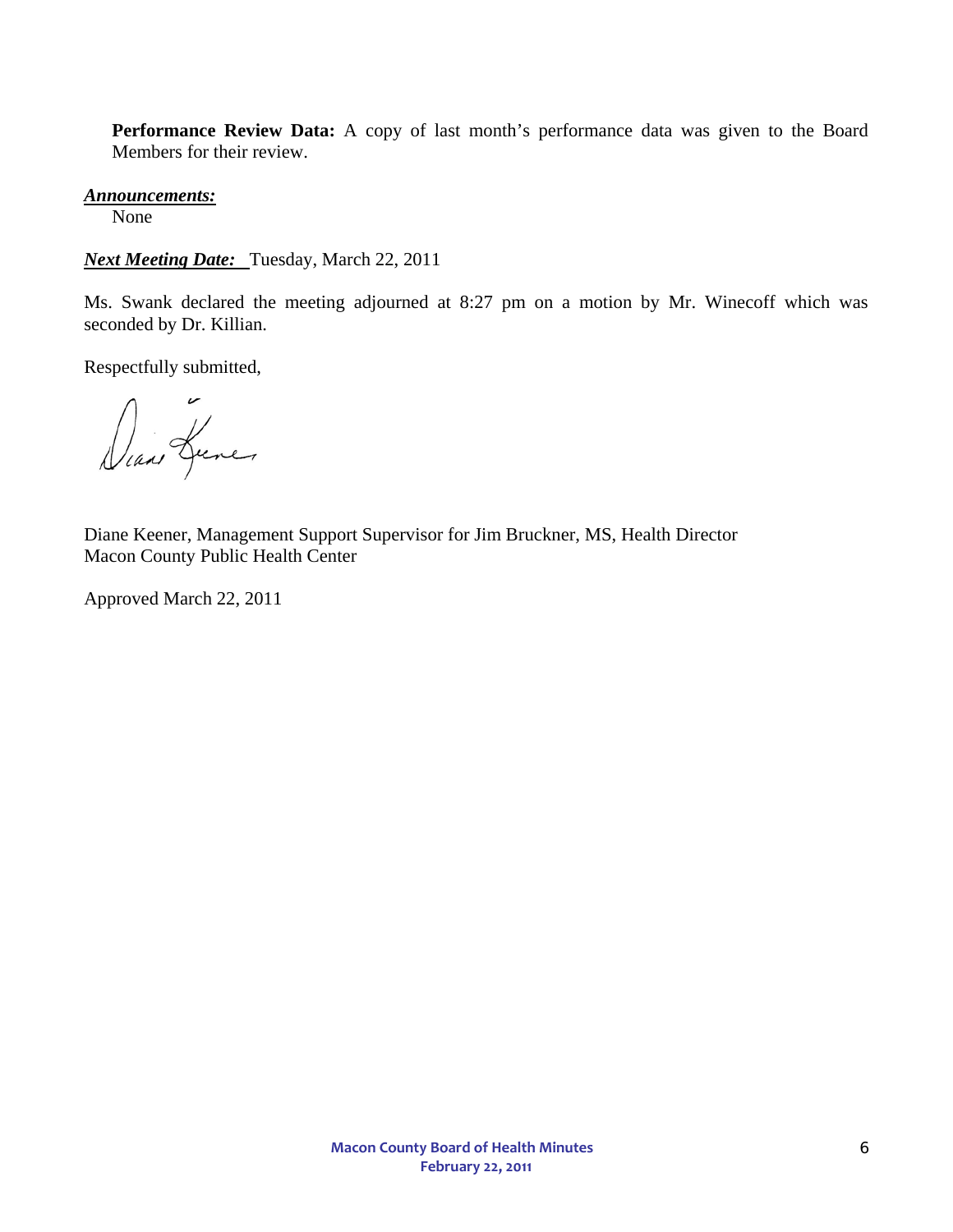**Performance Review Data:** A copy of last month's performance data was given to the Board Members for their review.

***Announcements:***
None

***Next Meeting Date:*** Tuesday, March 22, 2011

Ms. Swank declared the meeting adjourned at 8:27 pm on a motion by Mr. Winecoff which was seconded by Dr. Killian.

Respectfully submitted,

Diane Keener, Management Support Supervisor for Jim Bruckner, MS, Health Director
Macon County Public Health Center

Approved March 22, 2011